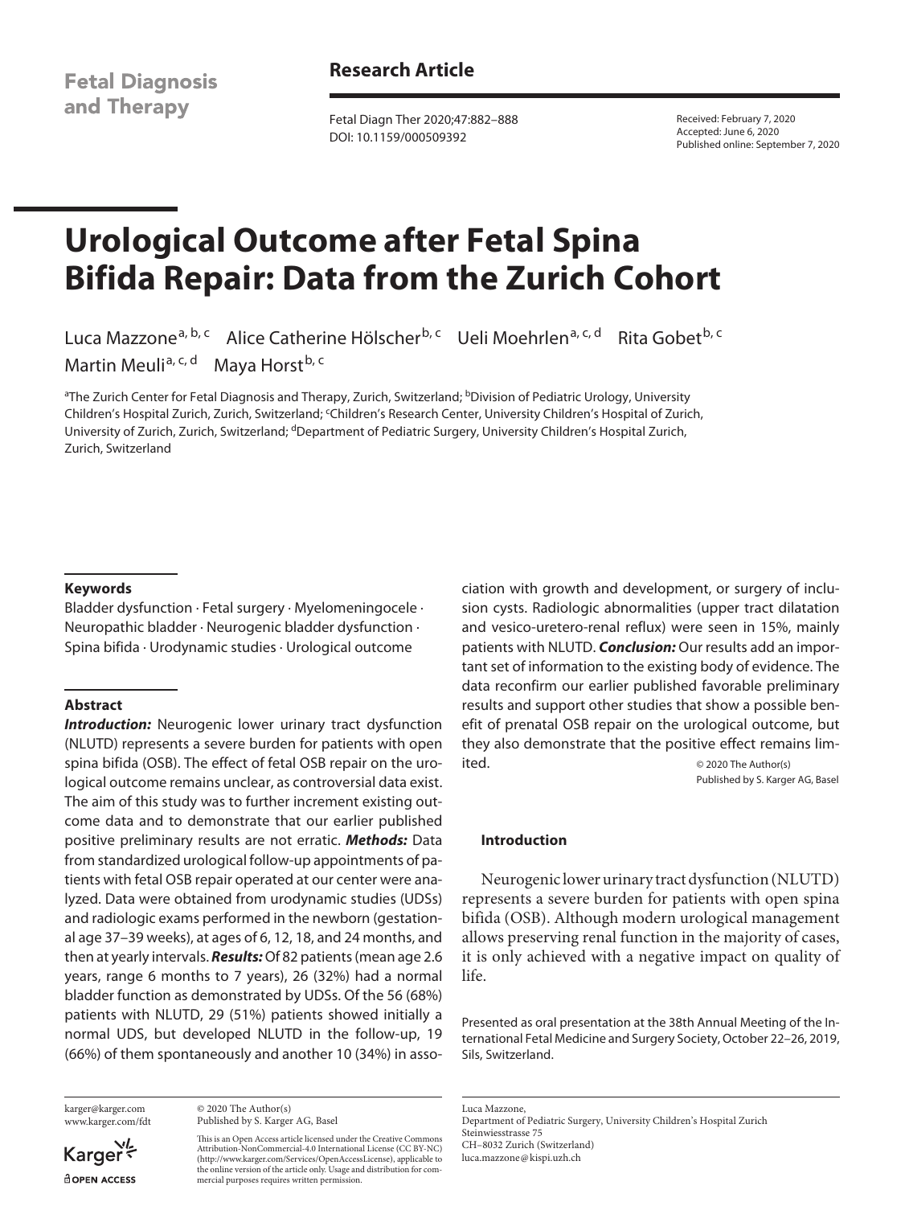Fetal Diagnosis and Therapy

**Research Article**

Fetal Diagn Ther 2020;47:882–888
DOI: 10.1159/000509392

Received: February 7, 2020
Accepted: June 6, 2020
Published online: September 7, 2020

# Urological Outcome after Fetal Spina Bifida Repair: Data from the Zurich Cohort

Luca Mazzone[a, b, c] Alice Catherine Hölscher[b, c] Ueli Moehrlen[a, c, d] Rita Gobet[b, c] Martin Meuli[a, c, d] Maya Horst[b, c]

[a]The Zurich Center for Fetal Diagnosis and Therapy, Zurich, Switzerland; [b]Division of Pediatric Urology, University Children's Hospital Zurich, Zurich, Switzerland; [c]Children's Research Center, University Children's Hospital of Zurich, University of Zurich, Zurich, Switzerland; [d]Department of Pediatric Surgery, University Children's Hospital Zurich, Zurich, Switzerland

### Keywords

Bladder dysfunction · Fetal surgery · Myelomeningocele · Neuropathic bladder · Neurogenic bladder dysfunction · Spina bifida · Urodynamic studies · Urological outcome

### Abstract

***Introduction:*** Neurogenic lower urinary tract dysfunction (NLUTD) represents a severe burden for patients with open spina bifida (OSB). The effect of fetal OSB repair on the urological outcome remains unclear, as controversial data exist. The aim of this study was to further increment existing outcome data and to demonstrate that our earlier published positive preliminary results are not erratic. ***Methods:*** Data from standardized urological follow-up appointments of patients with fetal OSB repair operated at our center were analyzed. Data were obtained from urodynamic studies (UDSs) and radiologic exams performed in the newborn (gestational age 37–39 weeks), at ages of 6, 12, 18, and 24 months, and then at yearly intervals. ***Results:*** Of 82 patients (mean age 2.6 years, range 6 months to 7 years), 26 (32%) had a normal bladder function as demonstrated by UDSs. Of the 56 (68%) patients with NLUTD, 29 (51%) patients showed initially a normal UDS, but developed NLUTD in the follow-up, 19 (66%) of them spontaneously and another 10 (34%) in association with growth and development, or surgery of inclusion cysts. Radiologic abnormalities (upper tract dilatation and vesico-uretero-renal reflux) were seen in 15%, mainly patients with NLUTD. ***Conclusion:*** Our results add an important set of information to the existing body of evidence. The data reconfirm our earlier published favorable preliminary results and support other studies that show a possible benefit of prenatal OSB repair on the urological outcome, but they also demonstrate that the positive effect remains limited.

© 2020 The Author(s)
Published by S. Karger AG, Basel

### Introduction

Neurogenic lower urinary tract dysfunction (NLUTD) represents a severe burden for patients with open spina bifida (OSB). Although modern urological management allows preserving renal function in the majority of cases, it is only achieved with a negative impact on quality of life.

Presented as oral presentation at the 38th Annual Meeting of the International Fetal Medicine and Surgery Society, October 22–26, 2019, Sils, Switzerland.

karger@karger.com
www.karger.com/fdt

© 2020 The Author(s)
Published by S. Karger AG, Basel

This is an Open Access article licensed under the Creative Commons Attribution-NonCommercial-4.0 International License (CC BY-NC) (http://www.karger.com/Services/OpenAccessLicense), applicable to the online version of the article only. Usage and distribution for commercial purposes requires written permission.

Luca Mazzone,
Department of Pediatric Surgery, University Children's Hospital Zurich
Steinwiesstrasse 75
CH–8032 Zurich (Switzerland)
luca.mazzone@kispi.uzh.ch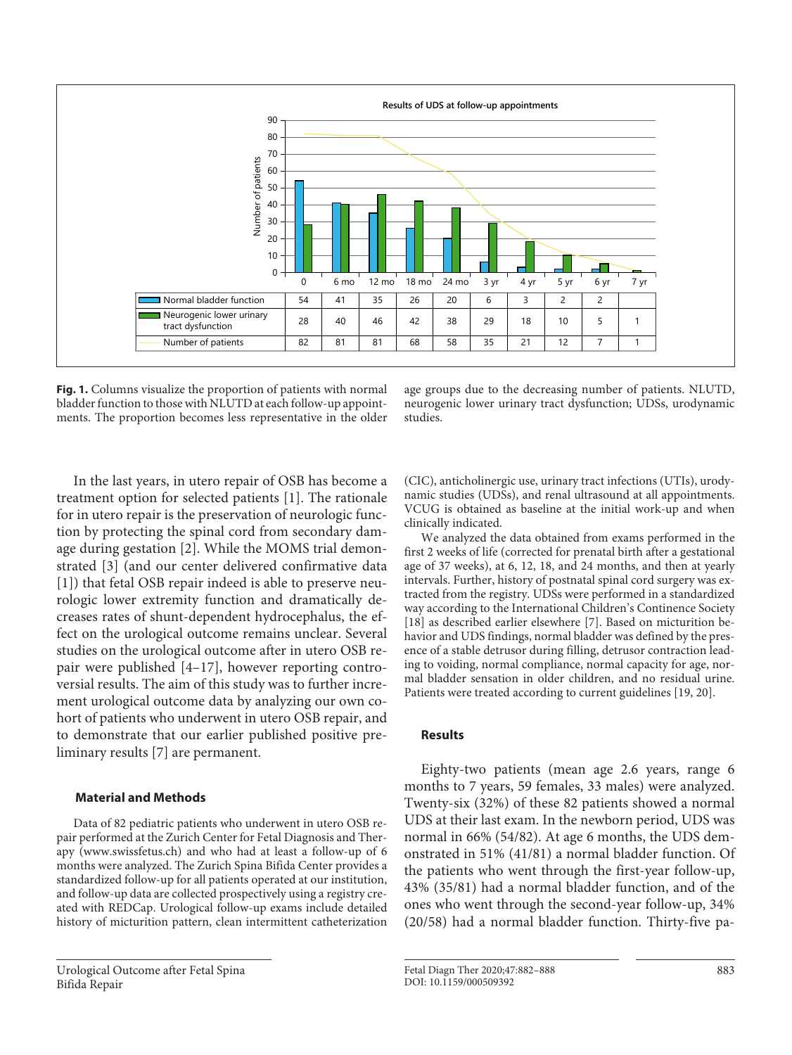Results of UDS at follow-up appointments

Number of patients

90
80
70
60
50
40
30
20
10
0

0 | 6 mo | 12 mo | 18 mo | 24 mo | 3 yr | 4 yr | 5 yr | 6 yr | 7 yr

Normal bladder function | 54 | 41 | 35 | 26 | 20 | 6 | 3 | 2 | 2 |

Neurogenic lower urinary tract dysfunction | 28 | 40 | 46 | 42 | 38 | 29 | 18 | 10 | 5 | 1

Number of patients | 82 | 81 | 81 | 68 | 58 | 35 | 21 | 12 | 7 | 1

**Fig. 1.** Columns visualize the proportion of patients with normal bladder function to those with NLUTD at each follow-up appointments. The proportion becomes less representative in the older age groups due to the decreasing number of patients. NLUTD, neurogenic lower urinary tract dysfunction; UDSs, urodynamic studies.

In the last years, in utero repair of OSB has become a treatment option for selected patients [1]. The rationale for in utero repair is the preservation of neurologic function by protecting the spinal cord from secondary damage during gestation [2]. While the MOMS trial demonstrated [3] (and our center delivered confirmative data [1]) that fetal OSB repair indeed is able to preserve neurologic lower extremity function and dramatically decreases rates of shunt-dependent hydrocephalus, the effect on the urological outcome remains unclear. Several studies on the urological outcome after in utero OSB repair were published [4–17], however reporting controversial results. The aim of this study was to further increment urological outcome data by analyzing our own cohort of patients who underwent in utero OSB repair, and to demonstrate that our earlier published positive preliminary results [7] are permanent.

## Material and Methods

Data of 82 pediatric patients who underwent in utero OSB repair performed at the Zurich Center for Fetal Diagnosis and Therapy (www.swissfetus.ch) and who had at least a follow-up of 6 months were analyzed. The Zurich Spina Bifida Center provides a standardized follow-up for all patients operated at our institution, and follow-up data are collected prospectively using a registry created with REDCap. Urological follow-up exams include detailed history of micturition pattern, clean intermittent catheterization (CIC), anticholinergic use, urinary tract infections (UTIs), urodynamic studies (UDSs), and renal ultrasound at all appointments. VCUG is obtained as baseline at the initial work-up and when clinically indicated.

We analyzed the data obtained from exams performed in the first 2 weeks of life (corrected for prenatal birth after a gestational age of 37 weeks), at 6, 12, 18, and 24 months, and then at yearly intervals. Further, history of postnatal spinal cord surgery was extracted from the registry. UDSs were performed in a standardized way according to the International Children's Continence Society [18] as described earlier elsewhere [7]. Based on micturition behavior and UDS findings, normal bladder was defined by the presence of a stable detrusor during filling, detrusor contraction leading to voiding, normal compliance, normal capacity for age, normal bladder sensation in older children, and no residual urine. Patients were treated according to current guidelines [19, 20].

## Results

Eighty-two patients (mean age 2.6 years, range 6 months to 7 years, 59 females, 33 males) were analyzed. Twenty-six (32%) of these 82 patients showed a normal UDS at their last exam. In the newborn period, UDS was normal in 66% (54/82). At age 6 months, the UDS demonstrated in 51% (41/81) a normal bladder function. Of the patients who went through the first-year follow-up, 43% (35/81) had a normal bladder function, and of the ones who went through the second-year follow-up, 34% (20/58) had a normal bladder function. Thirty-five pa-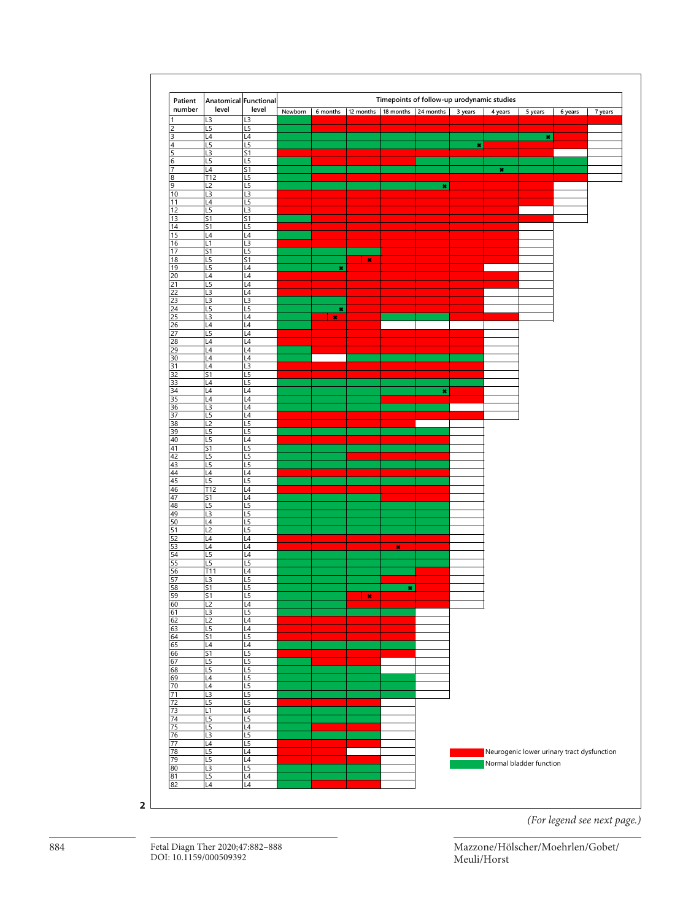| Patient number | Anatomical level | Functional level |
|---|---|---|
| 1 | L3 | L3 |
| 2 | L5 | L5 |
| 3 | L4 | L4 |
| 4 | L5 | L5 |
| 5 | L3 | S1 |
| 6 | L5 | L5 |
| 7 | L4 | S1 |
| 8 | T12 | L5 |
| 9 | L2 | L5 |
| 10 | L3 | L3 |
| 11 | L4 | L5 |
| 12 | L5 | L3 |
| 13 | S1 | S1 |
| 14 | S1 | L5 |
| 15 | L4 | L4 |
| 16 | L1 | L3 |
| 17 | S1 | L5 |
| 18 | L5 | S1 |
| 19 | L5 | L4 |
| 20 | L4 | L4 |
| 21 | L5 | L4 |
| 22 | L3 | L4 |
| 23 | L3 | L3 |
| 24 | L5 | L5 |
| 25 | L3 | L4 |
| 26 | L4 | L4 |
| 27 | L5 | L4 |
| 28 | L4 | L4 |
| 29 | L4 | L4 |
| 30 | L4 | L4 |
| 31 | L4 | L3 |
| 32 | S1 | L5 |
| 33 | L4 | L5 |
| 34 | L4 | L4 |
| 35 | L4 | L4 |
| 36 | L3 | L4 |
| 37 | L5 | L4 |
| 38 | L2 | L5 |
| 39 | L5 | L5 |
| 40 | L5 | L4 |
| 41 | S1 | L5 |
| 42 | L5 | L5 |
| 43 | L5 | L5 |
| 44 | L4 | L4 |
| 45 | L5 | L5 |
| 46 | T12 | L4 |
| 47 | S1 | L4 |
| 48 | L5 | L5 |
| 49 | L3 | L5 |
| 50 | L4 | L5 |
| 51 | L2 | L5 |
| 52 | L4 | L4 |
| 53 | L4 | L4 |
| 54 | L5 | L4 |
| 55 | L5 | L5 |
| 56 | T11 | L4 |
| 57 | L3 | L5 |
| 58 | S1 | L5 |
| 59 | S1 | L5 |
| 60 | L2 | L4 |
| 61 | L3 | L5 |
| 62 | L2 | L4 |
| 63 | L5 | L4 |
| 64 | S1 | L5 |
| 65 | L4 | L4 |
| 66 | S1 | L5 |
| 67 | L5 | L5 |
| 68 | L5 | L5 |
| 69 | L4 | L5 |
| 70 | L4 | L5 |
| 71 | L3 | L5 |
| 72 | L5 | L5 |
| 73 | L1 | L4 |
| 74 | L5 | L5 |
| 75 | L5 | L4 |
| 76 | L3 | L5 |
| 77 | L4 | L5 |
| 78 | L5 | L4 |
| 79 | L5 | L4 |
| 80 | L3 | L5 |
| 81 | L5 | L4 |
| 82 | L4 | L4 |

Timepoints of follow-up urodynamic studies

Newborn

6 months

12 months

18 months

24 months

3 years

4 years

5 years

6 years

7 years

Neurogenic lower urinary tract dysfunction

Normal bladder function

2

*(For legend see next page.)*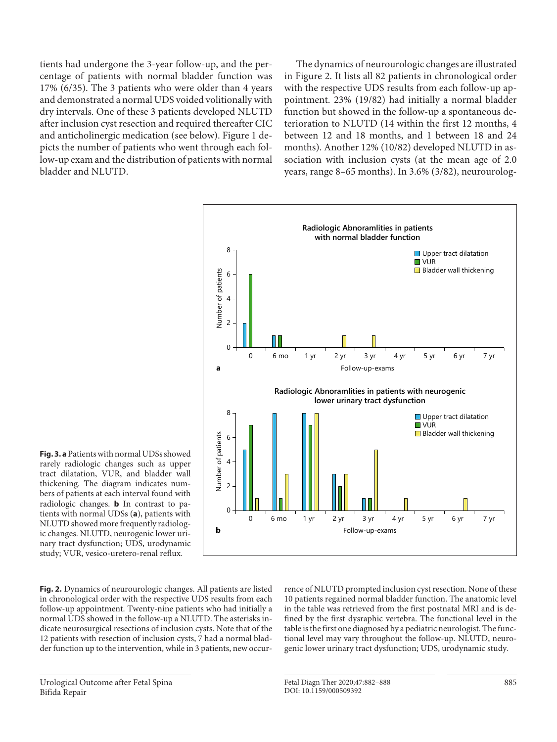tients had undergone the 3-year follow-up, and the percentage of patients with normal bladder function was 17% (6/35). The 3 patients who were older than 4 years and demonstrated a normal UDS voided volitionally with dry intervals. One of these 3 patients developed NLUTD after inclusion cyst resection and required thereafter CIC and anticholinergic medication (see below). Figure 1 depicts the number of patients who went through each follow-up exam and the distribution of patients with normal bladder and NLUTD.

The dynamics of neurourologic changes are illustrated in Figure 2. It lists all 82 patients in chronological order with the respective UDS results from each follow-up appointment. 23% (19/82) had initially a normal bladder function but showed in the follow-up a spontaneous deterioration to NLUTD (14 within the first 12 months, 4 between 12 and 18 months, and 1 between 18 and 24 months). Another 12% (10/82) developed NLUTD in association with inclusion cysts (at the mean age of 2.0 years, range 8–65 months). In 3.6% (3/82), neurourolog-

Radiologic Abnoramlities in patients with normal bladder function

Upper tract dilatation
VUR
Bladder wall thickening

Number of patients

0 2 4 6 8

0 6 mo 1 yr 2 yr 3 yr 4 yr 5 yr 6 yr 7 yr

Follow-up-exams

a

Radiologic Abnoramlities in patients with neurogenic lower urinary tract dysfunction

Upper tract dilatation
VUR
Bladder wall thickening

Number of patients

0 2 4 6 8

0 6 mo 1 yr 2 yr 3 yr 4 yr 5 yr 6 yr 7 yr

Follow-up-exams

b

**Fig. 3. a** Patients with normal UDSs showed rarely radiologic changes such as upper tract dilatation, VUR, and bladder wall thickening. The diagram indicates numbers of patients at each interval found with radiologic changes. **b** In contrast to patients with normal UDSs (**a**), patients with NLUTD showed more frequently radiologic changes. NLUTD, neurogenic lower urinary tract dysfunction; UDS, urodynamic study; VUR, vesico-uretero-renal reflux.

**Fig. 2.** Dynamics of neurourologic changes. All patients are listed in chronological order with the respective UDS results from each follow-up appointment. Twenty-nine patients who had initially a normal UDS showed in the follow-up a NLUTD. The asterisks indicate neurosurgical resections of inclusion cysts. Note that of the 12 patients with resection of inclusion cysts, 7 had a normal bladder function up to the intervention, while in 3 patients, new occurrence of NLUTD prompted inclusion cyst resection. None of these 10 patients regained normal bladder function. The anatomic level in the table was retrieved from the first postnatal MRI and is defined by the first dysraphic vertebra. The functional level in the table is the first one diagnosed by a pediatric neurologist. The functional level may vary throughout the follow-up. NLUTD, neurogenic lower urinary tract dysfunction; UDS, urodynamic study.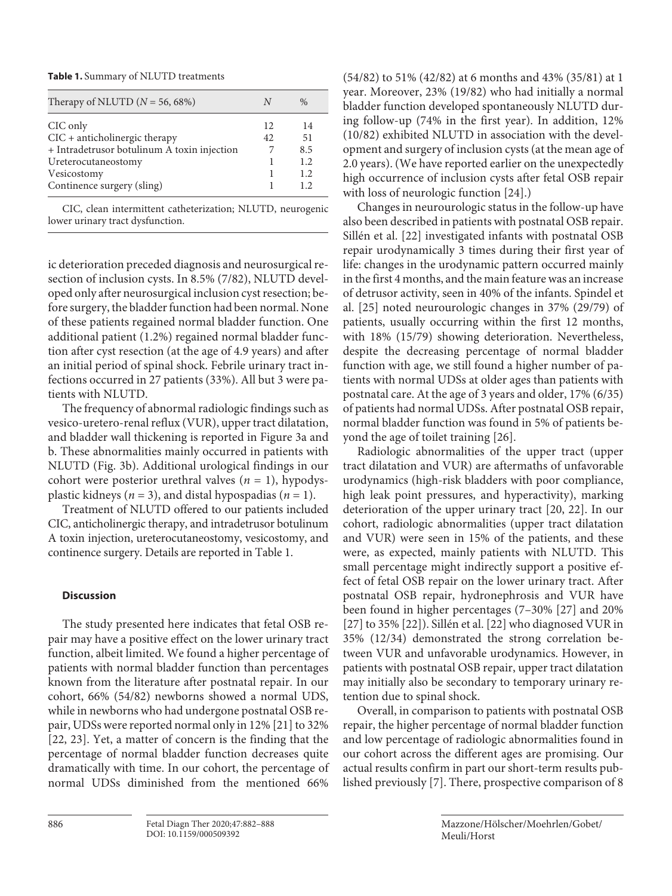**Table 1.** Summary of NLUTD treatments

| Therapy of NLUTD (*N* = 56, 68%) | *N* | % |
|---|---|---|
| CIC only | 12 | 14 |
| CIC + anticholinergic therapy | 42 | 51 |
| + Intradetrusor botulinum A toxin injection | 7 | 8.5 |
| Ureterocutaneostomy | 1 | 1.2 |
| Vesicostomy | 1 | 1.2 |
| Continence surgery (sling) | 1 | 1.2 |

CIC, clean intermittent catheterization; NLUTD, neurogenic lower urinary tract dysfunction.

ic deterioration preceded diagnosis and neurosurgical resection of inclusion cysts. In 8.5% (7/82), NLUTD developed only after neurosurgical inclusion cyst resection; before surgery, the bladder function had been normal. None of these patients regained normal bladder function. One additional patient (1.2%) regained normal bladder function after cyst resection (at the age of 4.9 years) and after an initial period of spinal shock. Febrile urinary tract infections occurred in 27 patients (33%). All but 3 were patients with NLUTD.

The frequency of abnormal radiologic findings such as vesico-uretero-renal reflux (VUR), upper tract dilatation, and bladder wall thickening is reported in Figure 3a and b. These abnormalities mainly occurred in patients with NLUTD (Fig. 3b). Additional urological findings in our cohort were posterior urethral valves (*n* = 1), hypodysplastic kidneys (*n* = 3), and distal hypospadias (*n* = 1).

Treatment of NLUTD offered to our patients included CIC, anticholinergic therapy, and intradetrusor botulinum A toxin injection, ureterocutaneostomy, vesicostomy, and continence surgery. Details are reported in Table 1.

## Discussion

The study presented here indicates that fetal OSB repair may have a positive effect on the lower urinary tract function, albeit limited. We found a higher percentage of patients with normal bladder function than percentages known from the literature after postnatal repair. In our cohort, 66% (54/82) newborns showed a normal UDS, while in newborns who had undergone postnatal OSB repair, UDSs were reported normal only in 12% [21] to 32% [22, 23]. Yet, a matter of concern is the finding that the percentage of normal bladder function decreases quite dramatically with time. In our cohort, the percentage of normal UDSs diminished from the mentioned 66% (54/82) to 51% (42/82) at 6 months and 43% (35/81) at 1 year. Moreover, 23% (19/82) who had initially a normal bladder function developed spontaneously NLUTD during follow-up (74% in the first year). In addition, 12% (10/82) exhibited NLUTD in association with the development and surgery of inclusion cysts (at the mean age of 2.0 years). (We have reported earlier on the unexpectedly high occurrence of inclusion cysts after fetal OSB repair with loss of neurologic function [24].)

Changes in neurourologic status in the follow-up have also been described in patients with postnatal OSB repair. Sillén et al. [22] investigated infants with postnatal OSB repair urodynamically 3 times during their first year of life: changes in the urodynamic pattern occurred mainly in the first 4 months, and the main feature was an increase of detrusor activity, seen in 40% of the infants. Spindel et al. [25] noted neurourologic changes in 37% (29/79) of patients, usually occurring within the first 12 months, with 18% (15/79) showing deterioration. Nevertheless, despite the decreasing percentage of normal bladder function with age, we still found a higher number of patients with normal UDSs at older ages than patients with postnatal care. At the age of 3 years and older, 17% (6/35) of patients had normal UDSs. After postnatal OSB repair, normal bladder function was found in 5% of patients beyond the age of toilet training [26].

Radiologic abnormalities of the upper tract (upper tract dilatation and VUR) are aftermaths of unfavorable urodynamics (high-risk bladders with poor compliance, high leak point pressures, and hyperactivity), marking deterioration of the upper urinary tract [20, 22]. In our cohort, radiologic abnormalities (upper tract dilatation and VUR) were seen in 15% of the patients, and these were, as expected, mainly patients with NLUTD. This small percentage might indirectly support a positive effect of fetal OSB repair on the lower urinary tract. After postnatal OSB repair, hydronephrosis and VUR have been found in higher percentages (7–30% [27] and 20% [27] to 35% [22]). Sillén et al. [22] who diagnosed VUR in 35% (12/34) demonstrated the strong correlation between VUR and unfavorable urodynamics. However, in patients with postnatal OSB repair, upper tract dilatation may initially also be secondary to temporary urinary retention due to spinal shock.

Overall, in comparison to patients with postnatal OSB repair, the higher percentage of normal bladder function and low percentage of radiologic abnormalities found in our cohort across the different ages are promising. Our actual results confirm in part our short-term results published previously [7]. There, prospective comparison of 8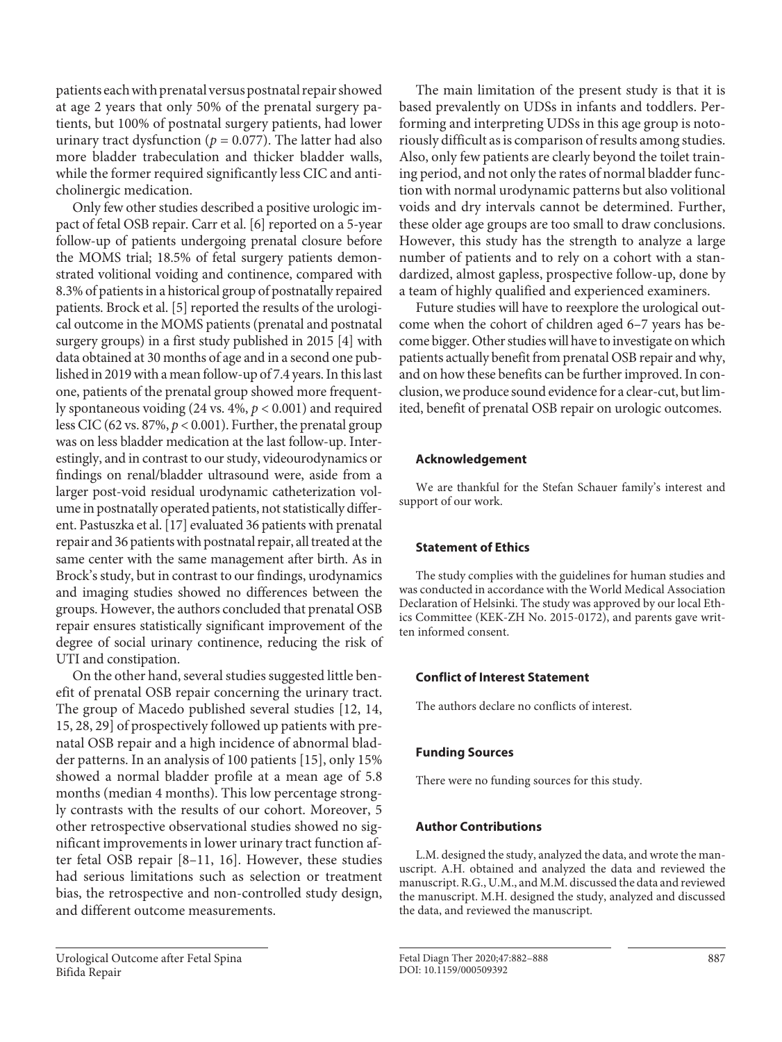patients each with prenatal versus postnatal repair showed at age 2 years that only 50% of the prenatal surgery patients, but 100% of postnatal surgery patients, had lower urinary tract dysfunction ($p = 0.077$). The latter had also more bladder trabeculation and thicker bladder walls, while the former required significantly less CIC and anticholinergic medication.

Only few other studies described a positive urologic impact of fetal OSB repair. Carr et al. [6] reported on a 5-year follow-up of patients undergoing prenatal closure before the MOMS trial; 18.5% of fetal surgery patients demonstrated volitional voiding and continence, compared with 8.3% of patients in a historical group of postnatally repaired patients. Brock et al. [5] reported the results of the urological outcome in the MOMS patients (prenatal and postnatal surgery groups) in a first study published in 2015 [4] with data obtained at 30 months of age and in a second one published in 2019 with a mean follow-up of 7.4 years. In this last one, patients of the prenatal group showed more frequently spontaneous voiding (24 vs. 4%, $p < 0.001$) and required less CIC (62 vs. 87%, $p < 0.001$). Further, the prenatal group was on less bladder medication at the last follow-up. Interestingly, and in contrast to our study, videourodynamics or findings on renal/bladder ultrasound were, aside from a larger post-void residual urodynamic catheterization volume in postnatally operated patients, not statistically different. Pastuszka et al. [17] evaluated 36 patients with prenatal repair and 36 patients with postnatal repair, all treated at the same center with the same management after birth. As in Brock's study, but in contrast to our findings, urodynamics and imaging studies showed no differences between the groups. However, the authors concluded that prenatal OSB repair ensures statistically significant improvement of the degree of social urinary continence, reducing the risk of UTI and constipation.

On the other hand, several studies suggested little benefit of prenatal OSB repair concerning the urinary tract. The group of Macedo published several studies [12, 14, 15, 28, 29] of prospectively followed up patients with prenatal OSB repair and a high incidence of abnormal bladder patterns. In an analysis of 100 patients [15], only 15% showed a normal bladder profile at a mean age of 5.8 months (median 4 months). This low percentage strongly contrasts with the results of our cohort. Moreover, 5 other retrospective observational studies showed no significant improvements in lower urinary tract function after fetal OSB repair [8–11, 16]. However, these studies had serious limitations such as selection or treatment bias, the retrospective and non-controlled study design, and different outcome measurements.

The main limitation of the present study is that it is based prevalently on UDSs in infants and toddlers. Performing and interpreting UDSs in this age group is notoriously difficult as is comparison of results among studies. Also, only few patients are clearly beyond the toilet training period, and not only the rates of normal bladder function with normal urodynamic patterns but also volitional voids and dry intervals cannot be determined. Further, these older age groups are too small to draw conclusions. However, this study has the strength to analyze a large number of patients and to rely on a cohort with a standardized, almost gapless, prospective follow-up, done by a team of highly qualified and experienced examiners.

Future studies will have to reexplore the urological outcome when the cohort of children aged 6–7 years has become bigger. Other studies will have to investigate on which patients actually benefit from prenatal OSB repair and why, and on how these benefits can be further improved. In conclusion, we produce sound evidence for a clear-cut, but limited, benefit of prenatal OSB repair on urologic outcomes.

### Acknowledgement

We are thankful for the Stefan Schauer family's interest and support of our work.

### Statement of Ethics

The study complies with the guidelines for human studies and was conducted in accordance with the World Medical Association Declaration of Helsinki. The study was approved by our local Ethics Committee (KEK-ZH No. 2015-0172), and parents gave written informed consent.

### Conflict of Interest Statement

The authors declare no conflicts of interest.

### Funding Sources

There were no funding sources for this study.

### Author Contributions

L.M. designed the study, analyzed the data, and wrote the manuscript. A.H. obtained and analyzed the data and reviewed the manuscript. R.G., U.M., and M.M. discussed the data and reviewed the manuscript. M.H. designed the study, analyzed and discussed the data, and reviewed the manuscript.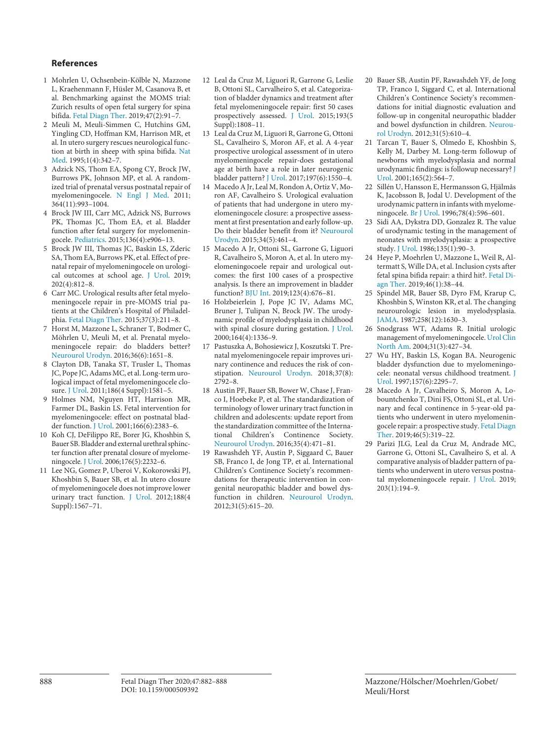## References

1. Mohrlen U, Ochsenbein-Kölble N, Mazzone L, Kraehenmann F, Hüsler M, Casanova B, et al. Benchmarking against the MOMS trial: Zurich results of open fetal surgery for spina bifida. Fetal Diagn Ther. 2019;47(2):91–7.
2. Meuli M, Meuli-Simmen C, Hutchins GM, Yingling CD, Hoffman KM, Harrison MR, et al. In utero surgery rescues neurological function at birth in sheep with spina bifida. Nat Med. 1995;1(4):342–7.
3. Adzick NS, Thom EA, Spong CY, Brock JW, Burrows PK, Johnson MP, et al. A randomized trial of prenatal versus postnatal repair of myelomeningocele. N Engl J Med. 2011;364(11):993–1004.
4. Brock JW III, Carr MC, Adzick NS, Burrows PK, Thomas JC, Thom EA, et al. Bladder function after fetal surgery for myelomeningocele. Pediatrics. 2015;136(4):e906–13.
5. Brock JW III, Thomas JC, Baskin LS, Zderic SA, Thom EA, Burrows PK, et al. Effect of prenatal repair of myelomeningocele on urological outcomes at school age. J Urol. 2019;202(4):812–8.
6. Carr MC. Urological results after fetal myelomeningocele repair in pre-MOMS trial patients at the Children's Hospital of Philadelphia. Fetal Diagn Ther. 2015;37(3):211–8.
7. Horst M, Mazzone L, Schraner T, Bodmer C, Möhrlen U, Meuli M, et al. Prenatal myelomeningocele repair: do bladders better? Neurourol Urodyn. 2016;36(6):1651–8.
8. Clayton DB, Tanaka ST, Trusler L, Thomas JC, Pope JC, Adams MC, et al. Long-term urological impact of fetal myelomeningocele closure. J Urol. 2011;186(4 Suppl):1581–5.
9. Holmes NM, Nguyen HT, Harrison MR, Farmer DL, Baskin LS. Fetal intervention for myelomeningocele: effect on postnatal bladder function. J Urol. 2001;166(6):2383–6.
10. Koh CJ, DeFilippo RE, Borer JG, Khoshbin S, Bauer SB. Bladder and external urethral sphincter function after prenatal closure of myelomeningocele. J Urol. 2006;176(5):2232–6.
11. Lee NG, Gomez P, Uberoi V, Kokorowski PJ, Khoshbin S, Bauer SB, et al. In utero closure of myelomeningocele does not improve lower urinary tract function. J Urol. 2012;188(4 Suppl):1567–71.
12. Leal da Cruz M, Liguori R, Garrone G, Leslie B, Ottoni SL, Carvalheiro S, et al. Categorization of bladder dynamics and treatment after fetal myelomeningocele repair: first 50 cases prospectively assessed. J Urol. 2015;193(5 Suppl):1808–11.
13. Leal da Cruz M, Liguori R, Garrone G, Ottoni SL, Cavalheiro S, Moron AF, et al. A 4-year prospective urological assessment of in utero myelomeningocele repair-does gestational age at birth have a role in later neurogenic bladder pattern? J Urol. 2017;197(6):1550–4.
14. Macedo A Jr, Leal M, Rondon A, Ortiz V, Moron AF, Cavalheiro S. Urological evaluation of patients that had undergone in utero myelomeningocele closure: a prospective assessment at first presentation and early follow-up. Do their bladder benefit from it? Neurourol Urodyn. 2015;34(5):461–4.
15. Macedo A Jr, Ottoni SL, Garrone G, Liguori R, Cavalheiro S, Moron A, et al. In utero myelomeningocoele repair and urological outcomes: the first 100 cases of a prospective analysis. Is there an improvement in bladder function? BJU Int. 2019;123(4):676–81.
16. Holzbeierlein J, Pope JC IV, Adams MC, Bruner J, Tulipan N, Brock JW. The urodynamic profile of myelodysplasia in childhood with spinal closure during gestation. J Urol. 2000;164(4):1336–9.
17. Pastuszka A, Bohosiewicz J, Koszutski T. Prenatal myelomeningocele repair improves urinary continence and reduces the risk of constipation. Neurourol Urodyn. 2018;37(8):2792–8.
18. Austin PF, Bauer SB, Bower W, Chase J, Franco I, Hoebeke P, et al. The standardization of terminology of lower urinary tract function in children and adolescents: update report from the standardization committee of the International Children's Continence Society. Neurourol Urodyn. 2016;35(4):471–81.
19. Rawashdeh YF, Austin P, Siggaard C, Bauer SB, Franco I, de Jong TP, et al. International Children's Continence Society's recommendations for therapeutic intervention in congenital neuropathic bladder and bowel dysfunction in children. Neurourol Urodyn. 2012;31(5):615–20.
20. Bauer SB, Austin PF, Rawashdeh YF, de Jong TP, Franco I, Siggard C, et al. International Children's Continence Society's recommendations for initial diagnostic evaluation and follow-up in congenital neuropathic bladder and bowel dysfunction in children. Neurourol Urodyn. 2012;31(5):610–4.
21. Tarcan T, Bauer S, Olmedo E, Khoshbin S, Kelly M, Darbey M. Long-term followup of newborns with myelodysplasia and normal urodynamic findings: is followup necessary? J Urol. 2001;165(2):564–7.
22. Sillén U, Hansson E, Hermansson G, Hjälmås K, Jacobsson B, Jodal U. Development of the urodynamic pattern in infants with myelomeningocele. Br J Urol. 1996;78(4):596–601.
23. Sidi AA, Dykstra DD, Gonzalez R. The value of urodynamic testing in the management of neonates with myelodysplasia: a prospective study. J Urol. 1986;135(1):90–3.
24. Heye P, Moehrlen U, Mazzone L, Weil R, Altermatt S, Wille DA, et al. Inclusion cysts after fetal spina bifida repair: a third hit?. Fetal Diagn Ther. 2019;46(1):38–44.
25. Spindel MR, Bauer SB, Dyro FM, Krarup C, Khoshbin S, Winston KR, et al. The changing neurourologic lesion in myelodysplasia. JAMA. 1987;258(12):1630–3.
26. Snodgrass WT, Adams R. Initial urologic management of myelomeningocele. Urol Clin North Am. 2004;31(3):427–34.
27. Wu HY, Baskin LS, Kogan BA. Neurogenic bladder dysfunction due to myelomeningocele: neonatal versus childhood treatment. J Urol. 1997;157(6):2295–7.
28. Macedo A Jr, Cavalheiro S, Moron A, Lobountchenko T, Dini FS, Ottoni SL, et al. Urinary and fecal continence in 5-year-old patients who underwent in utero myelomeningocele repair: a prospective study. Fetal Diagn Ther. 2019;46(5):319–22.
29. Parizi JLG, Leal da Cruz M, Andrade MC, Garrone G, Ottoni SL, Cavalheiro S, et al. A comparative analysis of bladder pattern of patients who underwent in utero versus postnatal myelomeningocele repair. J Urol. 2019;203(1):194–9.